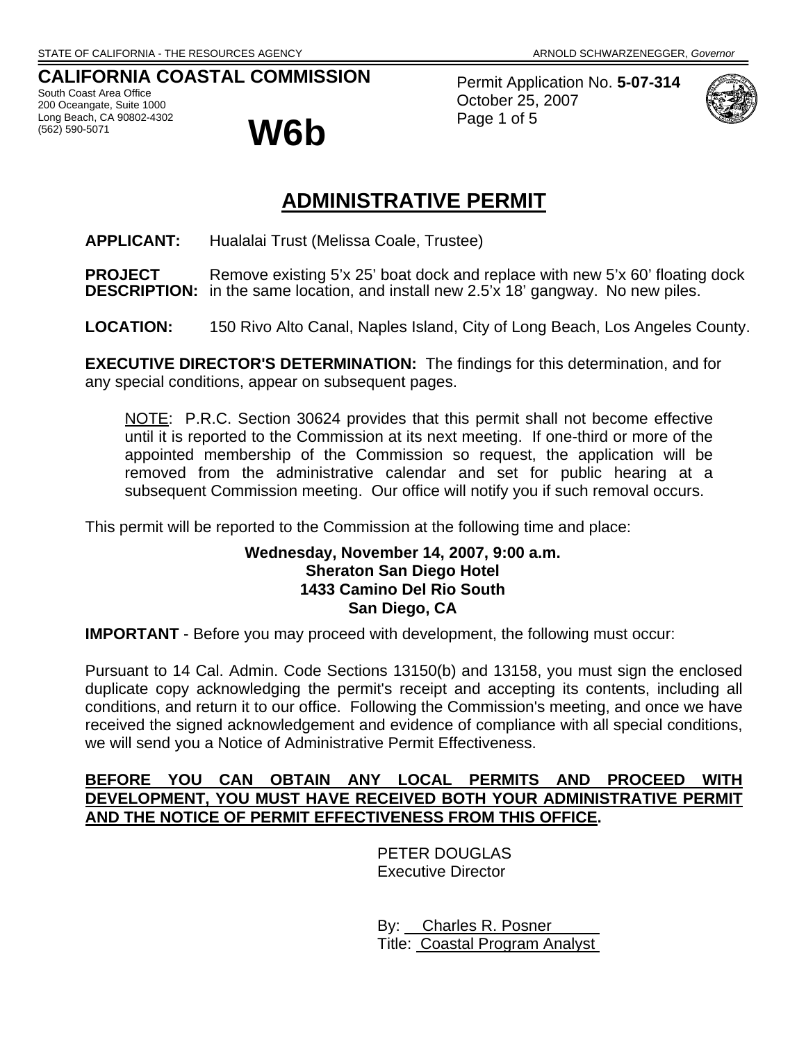STATE OF CALIFORNIA - THE RESOURCES AGENCY ARNOLD SCHWARZENEGGER, *Governor*

**CALIFORNIA COASTAL COMMISSION**
South Coast Area Office
200 Oceangate, Suite 1000
Long Beach, CA 90802-4302
(562) 590-5071

# W6b

Permit Application No. **5-07-314**
October 25, 2007

# ADMINISTRATIVE PERMIT

**APPLICANT:** Hualalai Trust (Melissa Coale, Trustee)

**PROJECT DESCRIPTION:** Remove existing 5'x 25' boat dock and replace with new 5'x 60' floating dock in the same location, and install new 2.5'x 18' gangway. No new piles.

**LOCATION:** 150 Rivo Alto Canal, Naples Island, City of Long Beach, Los Angeles County.

**EXECUTIVE DIRECTOR'S DETERMINATION:** The findings for this determination, and for any special conditions, appear on subsequent pages.

NOTE: P.R.C. Section 30624 provides that this permit shall not become effective until it is reported to the Commission at its next meeting. If one-third or more of the appointed membership of the Commission so request, the application will be removed from the administrative calendar and set for public hearing at a subsequent Commission meeting. Our office will notify you if such removal occurs.

This permit will be reported to the Commission at the following time and place:

**Wednesday, November 14, 2007, 9:00 a.m.**
**Sheraton San Diego Hotel**
**1433 Camino Del Rio South**
**San Diego, CA**

**IMPORTANT** - Before you may proceed with development, the following must occur:

Pursuant to 14 Cal. Admin. Code Sections 13150(b) and 13158, you must sign the enclosed duplicate copy acknowledging the permit's receipt and accepting its contents, including all conditions, and return it to our office. Following the Commission's meeting, and once we have received the signed acknowledgement and evidence of compliance with all special conditions, we will send you a Notice of Administrative Permit Effectiveness.

**BEFORE YOU CAN OBTAIN ANY LOCAL PERMITS AND PROCEED WITH DEVELOPMENT, YOU MUST HAVE RECEIVED BOTH YOUR ADMINISTRATIVE PERMIT AND THE NOTICE OF PERMIT EFFECTIVENESS FROM THIS OFFICE.**

PETER DOUGLAS
Executive Director

By: Charles R. Posner
Title: Coastal Program Analyst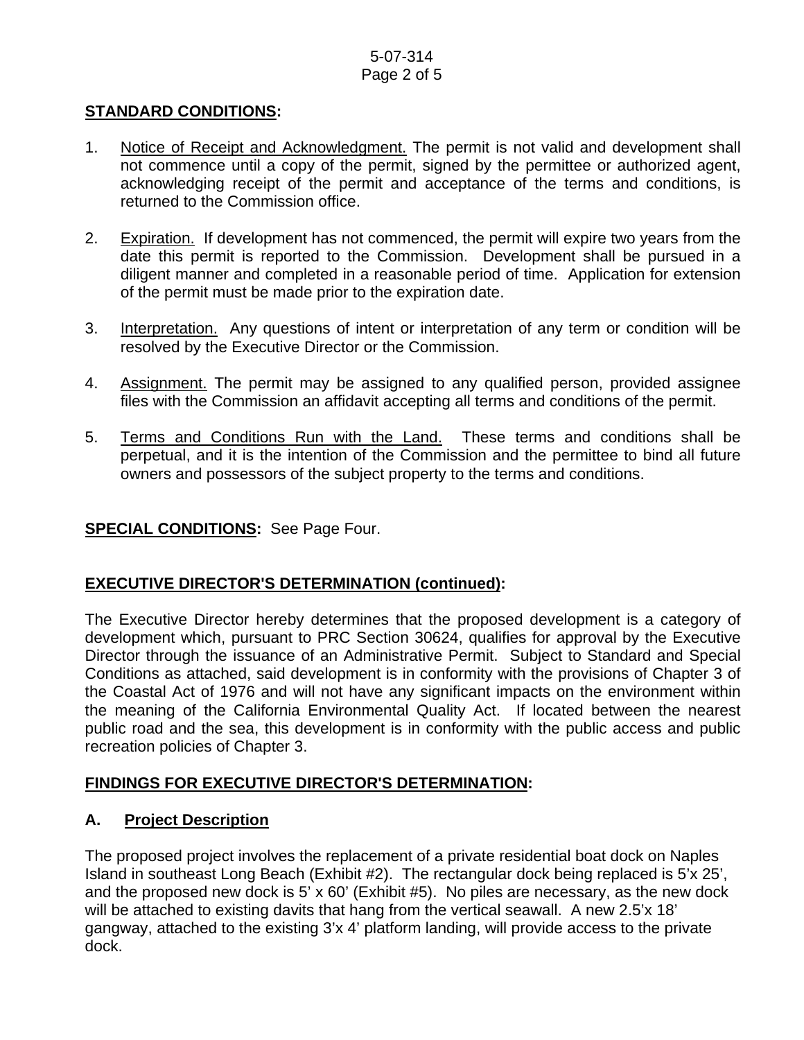## **STANDARD CONDITIONS:**

1. Notice of Receipt and Acknowledgment. The permit is not valid and development shall not commence until a copy of the permit, signed by the permittee or authorized agent, acknowledging receipt of the permit and acceptance of the terms and conditions, is returned to the Commission office.

2. Expiration. If development has not commenced, the permit will expire two years from the date this permit is reported to the Commission. Development shall be pursued in a diligent manner and completed in a reasonable period of time. Application for extension of the permit must be made prior to the expiration date.

3. Interpretation. Any questions of intent or interpretation of any term or condition will be resolved by the Executive Director or the Commission.

4. Assignment. The permit may be assigned to any qualified person, provided assignee files with the Commission an affidavit accepting all terms and conditions of the permit.

5. Terms and Conditions Run with the Land. These terms and conditions shall be perpetual, and it is the intention of the Commission and the permittee to bind all future owners and possessors of the subject property to the terms and conditions.

**SPECIAL CONDITIONS:** See Page Four.

## **EXECUTIVE DIRECTOR'S DETERMINATION (continued):**

The Executive Director hereby determines that the proposed development is a category of development which, pursuant to PRC Section 30624, qualifies for approval by the Executive Director through the issuance of an Administrative Permit. Subject to Standard and Special Conditions as attached, said development is in conformity with the provisions of Chapter 3 of the Coastal Act of 1976 and will not have any significant impacts on the environment within the meaning of the California Environmental Quality Act. If located between the nearest public road and the sea, this development is in conformity with the public access and public recreation policies of Chapter 3.

## **FINDINGS FOR EXECUTIVE DIRECTOR'S DETERMINATION:**

### **A. Project Description**

The proposed project involves the replacement of a private residential boat dock on Naples Island in southeast Long Beach (Exhibit #2). The rectangular dock being replaced is 5'x 25', and the proposed new dock is 5' x 60' (Exhibit #5). No piles are necessary, as the new dock will be attached to existing davits that hang from the vertical seawall. A new 2.5'x 18' gangway, attached to the existing 3'x 4' platform landing, will provide access to the private dock.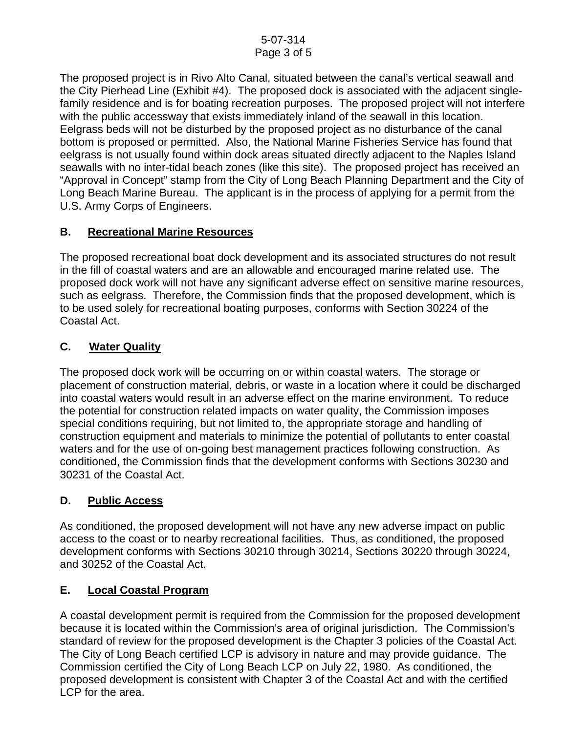The proposed project is in Rivo Alto Canal, situated between the canal's vertical seawall and the City Pierhead Line (Exhibit #4). The proposed dock is associated with the adjacent single-family residence and is for boating recreation purposes. The proposed project will not interfere with the public accessway that exists immediately inland of the seawall in this location. Eelgrass beds will not be disturbed by the proposed project as no disturbance of the canal bottom is proposed or permitted. Also, the National Marine Fisheries Service has found that eelgrass is not usually found within dock areas situated directly adjacent to the Naples Island seawalls with no inter-tidal beach zones (like this site). The proposed project has received an "Approval in Concept" stamp from the City of Long Beach Planning Department and the City of Long Beach Marine Bureau. The applicant is in the process of applying for a permit from the U.S. Army Corps of Engineers.

## B. Recreational Marine Resources

The proposed recreational boat dock development and its associated structures do not result in the fill of coastal waters and are an allowable and encouraged marine related use. The proposed dock work will not have any significant adverse effect on sensitive marine resources, such as eelgrass. Therefore, the Commission finds that the proposed development, which is to be used solely for recreational boating purposes, conforms with Section 30224 of the Coastal Act.

## C. Water Quality

The proposed dock work will be occurring on or within coastal waters. The storage or placement of construction material, debris, or waste in a location where it could be discharged into coastal waters would result in an adverse effect on the marine environment. To reduce the potential for construction related impacts on water quality, the Commission imposes special conditions requiring, but not limited to, the appropriate storage and handling of construction equipment and materials to minimize the potential of pollutants to enter coastal waters and for the use of on-going best management practices following construction. As conditioned, the Commission finds that the development conforms with Sections 30230 and 30231 of the Coastal Act.

## D. Public Access

As conditioned, the proposed development will not have any new adverse impact on public access to the coast or to nearby recreational facilities. Thus, as conditioned, the proposed development conforms with Sections 30210 through 30214, Sections 30220 through 30224, and 30252 of the Coastal Act.

## E. Local Coastal Program

A coastal development permit is required from the Commission for the proposed development because it is located within the Commission's area of original jurisdiction. The Commission's standard of review for the proposed development is the Chapter 3 policies of the Coastal Act. The City of Long Beach certified LCP is advisory in nature and may provide guidance. The Commission certified the City of Long Beach LCP on July 22, 1980. As conditioned, the proposed development is consistent with Chapter 3 of the Coastal Act and with the certified LCP for the area.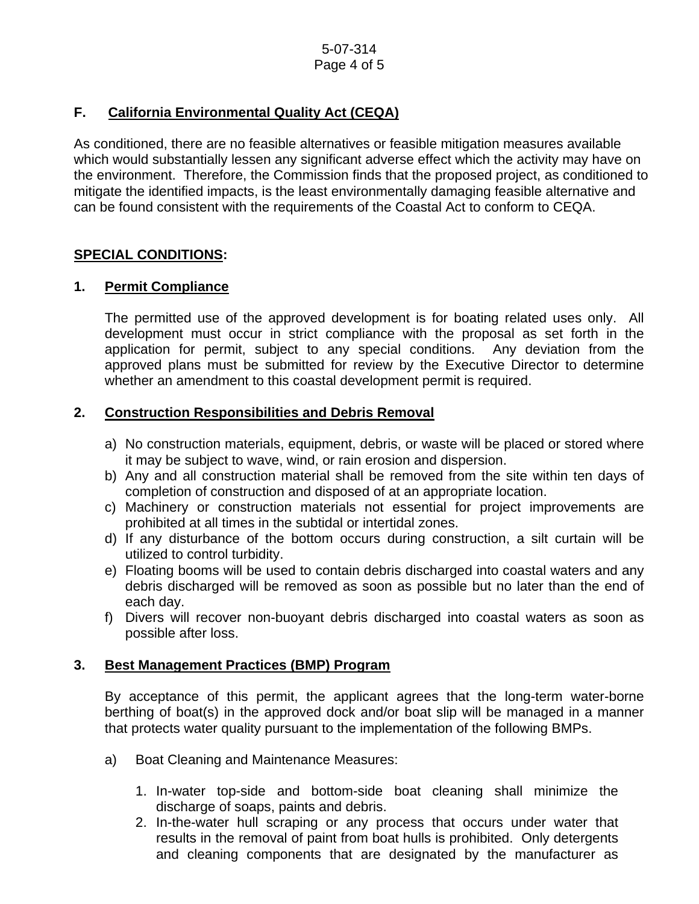### F. California Environmental Quality Act (CEQA)

As conditioned, there are no feasible alternatives or feasible mitigation measures available which would substantially lessen any significant adverse effect which the activity may have on the environment. Therefore, the Commission finds that the proposed project, as conditioned to mitigate the identified impacts, is the least environmentally damaging feasible alternative and can be found consistent with the requirements of the Coastal Act to conform to CEQA.

## SPECIAL CONDITIONS:

### 1. Permit Compliance

The permitted use of the approved development is for boating related uses only. All development must occur in strict compliance with the proposal as set forth in the application for permit, subject to any special conditions. Any deviation from the approved plans must be submitted for review by the Executive Director to determine whether an amendment to this coastal development permit is required.

### 2. Construction Responsibilities and Debris Removal

a) No construction materials, equipment, debris, or waste will be placed or stored where it may be subject to wave, wind, or rain erosion and dispersion.
b) Any and all construction material shall be removed from the site within ten days of completion of construction and disposed of at an appropriate location.
c) Machinery or construction materials not essential for project improvements are prohibited at all times in the subtidal or intertidal zones.
d) If any disturbance of the bottom occurs during construction, a silt curtain will be utilized to control turbidity.
e) Floating booms will be used to contain debris discharged into coastal waters and any debris discharged will be removed as soon as possible but no later than the end of each day.
f) Divers will recover non-buoyant debris discharged into coastal waters as soon as possible after loss.

### 3. Best Management Practices (BMP) Program

By acceptance of this permit, the applicant agrees that the long-term water-borne berthing of boat(s) in the approved dock and/or boat slip will be managed in a manner that protects water quality pursuant to the implementation of the following BMPs.

a) Boat Cleaning and Maintenance Measures:

1. In-water top-side and bottom-side boat cleaning shall minimize the discharge of soaps, paints and debris.
2. In-the-water hull scraping or any process that occurs under water that results in the removal of paint from boat hulls is prohibited. Only detergents and cleaning components that are designated by the manufacturer as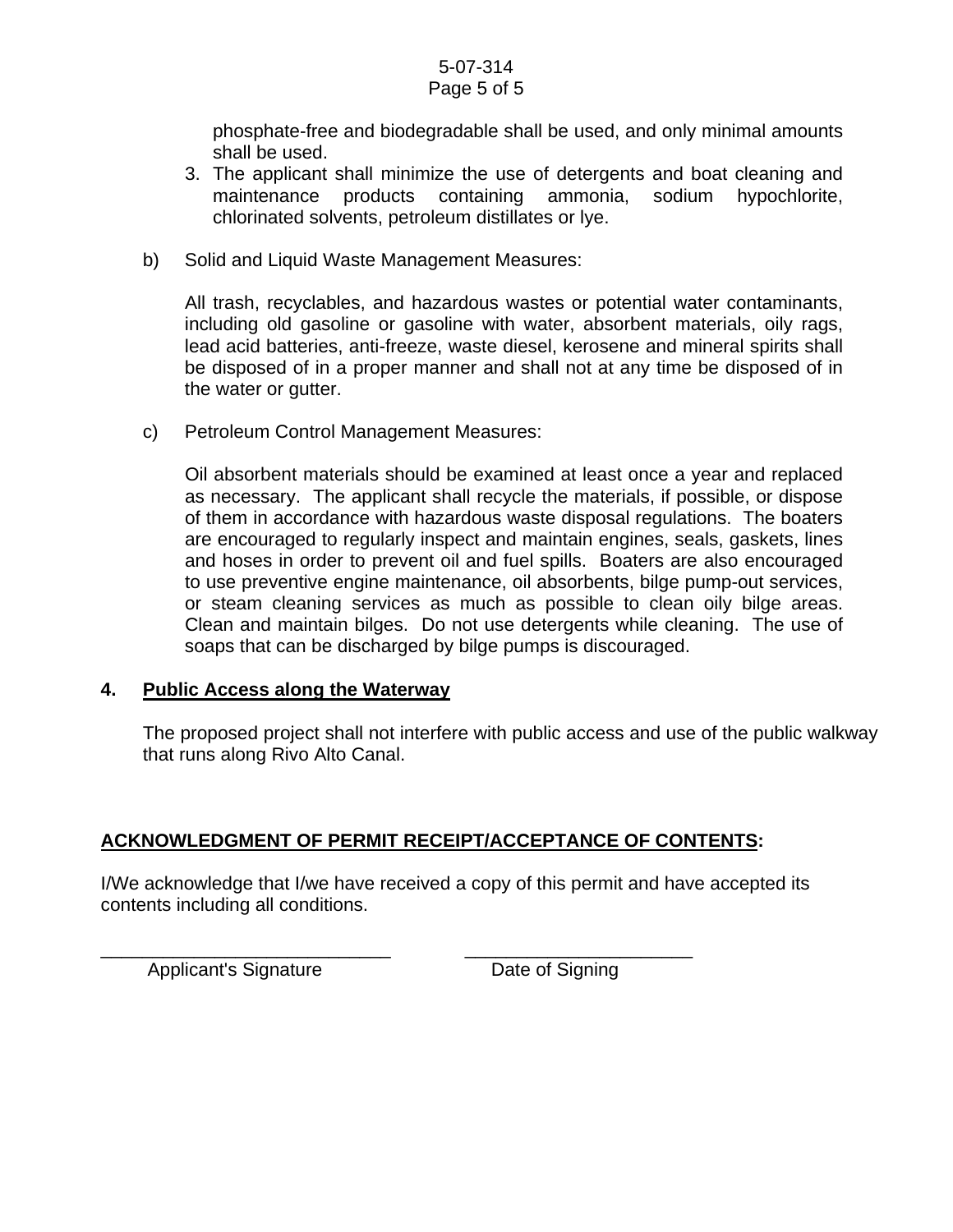phosphate-free and biodegradable shall be used, and only minimal amounts shall be used.

3. The applicant shall minimize the use of detergents and boat cleaning and maintenance products containing ammonia, sodium hypochlorite, chlorinated solvents, petroleum distillates or lye.

b) Solid and Liquid Waste Management Measures:

All trash, recyclables, and hazardous wastes or potential water contaminants, including old gasoline or gasoline with water, absorbent materials, oily rags, lead acid batteries, anti-freeze, waste diesel, kerosene and mineral spirits shall be disposed of in a proper manner and shall not at any time be disposed of in the water or gutter.

c) Petroleum Control Management Measures:

Oil absorbent materials should be examined at least once a year and replaced as necessary. The applicant shall recycle the materials, if possible, or dispose of them in accordance with hazardous waste disposal regulations. The boaters are encouraged to regularly inspect and maintain engines, seals, gaskets, lines and hoses in order to prevent oil and fuel spills. Boaters are also encouraged to use preventive engine maintenance, oil absorbents, bilge pump-out services, or steam cleaning services as much as possible to clean oily bilge areas. Clean and maintain bilges. Do not use detergents while cleaning. The use of soaps that can be discharged by bilge pumps is discouraged.

**4. Public Access along the Waterway**

The proposed project shall not interfere with public access and use of the public walkway that runs along Rivo Alto Canal.

**ACKNOWLEDGMENT OF PERMIT RECEIPT/ACCEPTANCE OF CONTENTS:**

I/We acknowledge that I/we have received a copy of this permit and have accepted its contents including all conditions.

_____________________________ Applicant's Signature

______________________ Date of Signing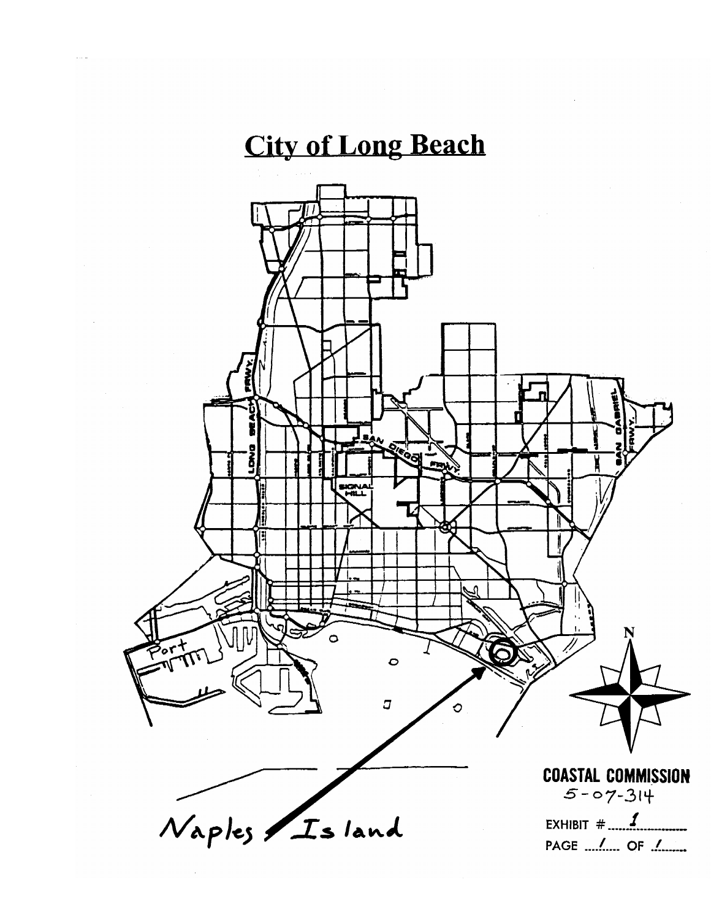# City of Long Beach

Naples Island

**COASTAL COMMISSION**
5-07-314

EXHIBIT # 1

PAGE 1 OF 1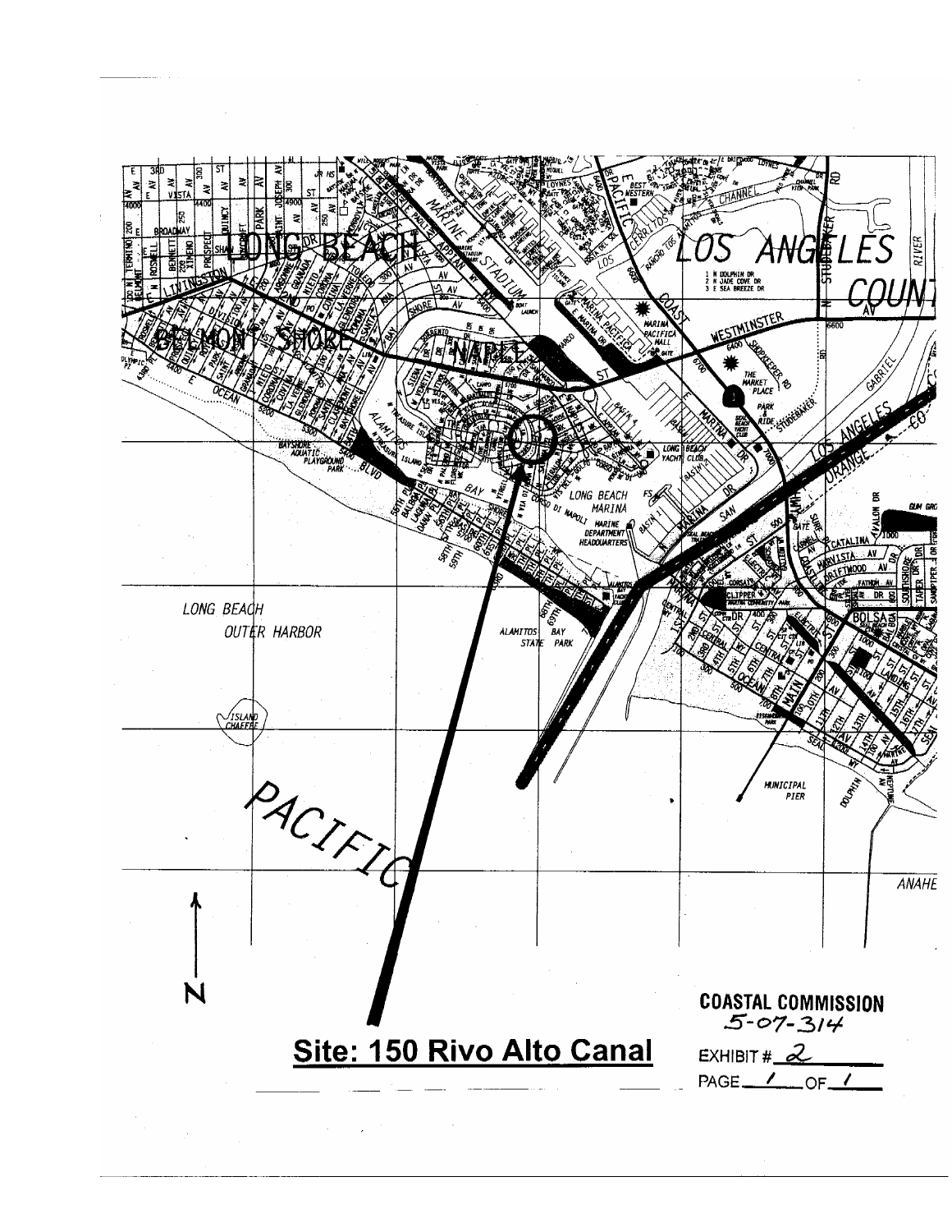**Site: 150 Rivo Alto Canal**

**COASTAL COMMISSION**
5-07-314

EXHIBIT # 2

PAGE 1 OF 1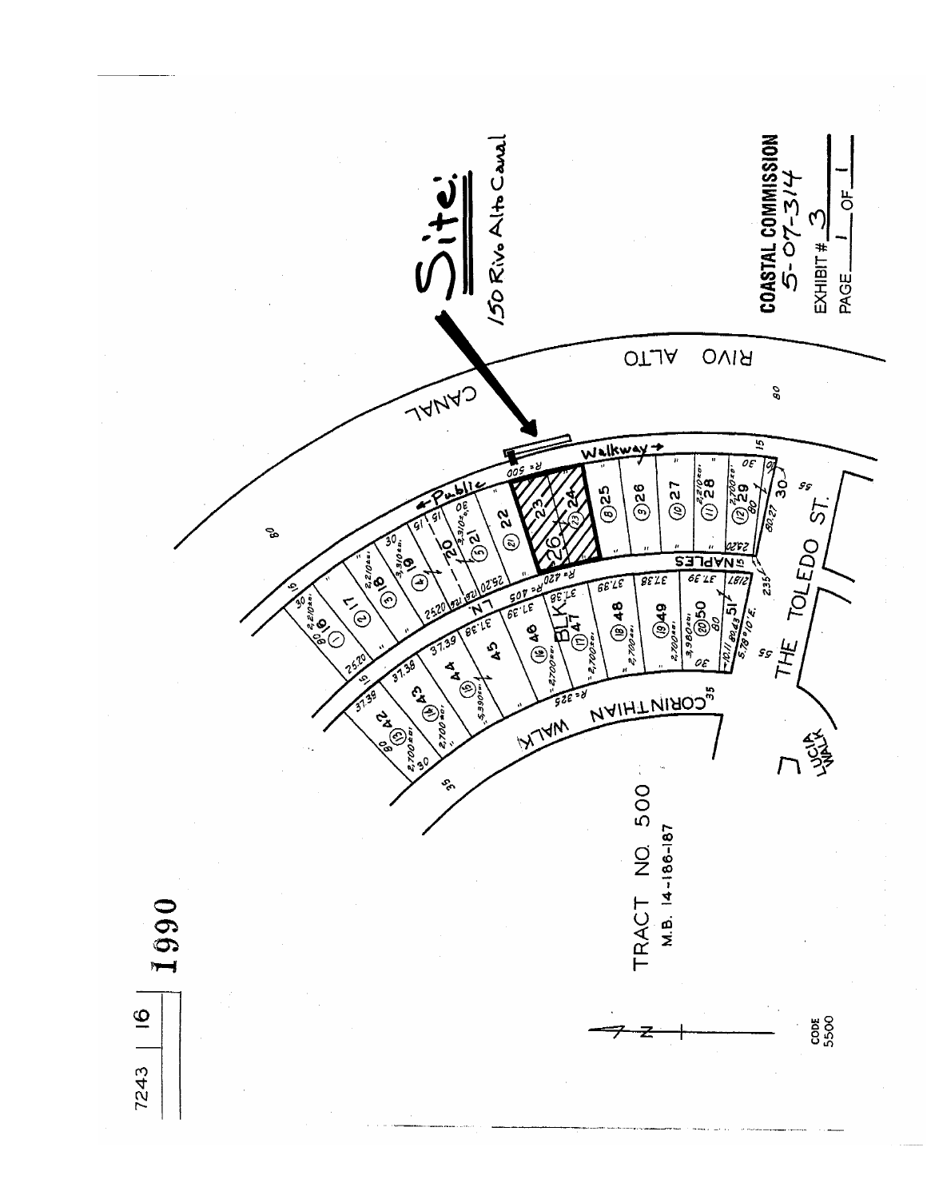7243 | 16 | 1990

**Site:**

150 Rivo Alto Canal

RIVO ALTO CANAL

← Public Walkway →

NAPLES LN.

CORINTHIAN WALK

THE TOLEDO ST.

LUCIA WALK

BLK. 26

TRACT NO. 500

M.B. 14-186-187

CODE 5500

**COASTAL COMMISSION**

5-07-314

EXHIBIT # 3

PAGE 1 OF 1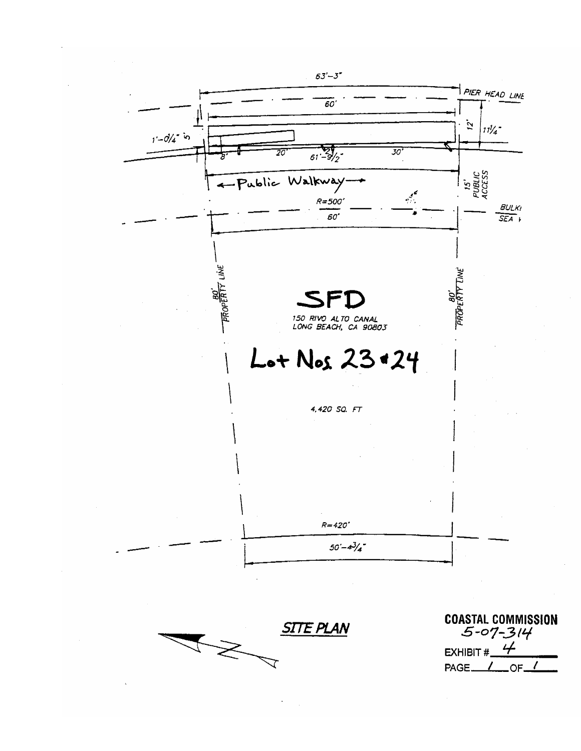63'-3"

PIER HEAD LINE

60'

12'

11¼"

1'-0¼"

5'

8'

20'

61'-9½"

30'

← Public Walkway →

15' PUBLIC ACCESS

R=500'

60'

BULK / SEA

80' PROPERTY LINE

80' PROPERTY LINE

SFD

150 RIVO ALTO CANAL
LONG BEACH, CA 90803

Lot Nos 23 & 24

4,420 SQ. FT

R=420'

50'-4¾"

SITE PLAN

**COASTAL COMMISSION**
5-07-314

EXHIBIT # 4

PAGE 1 OF 1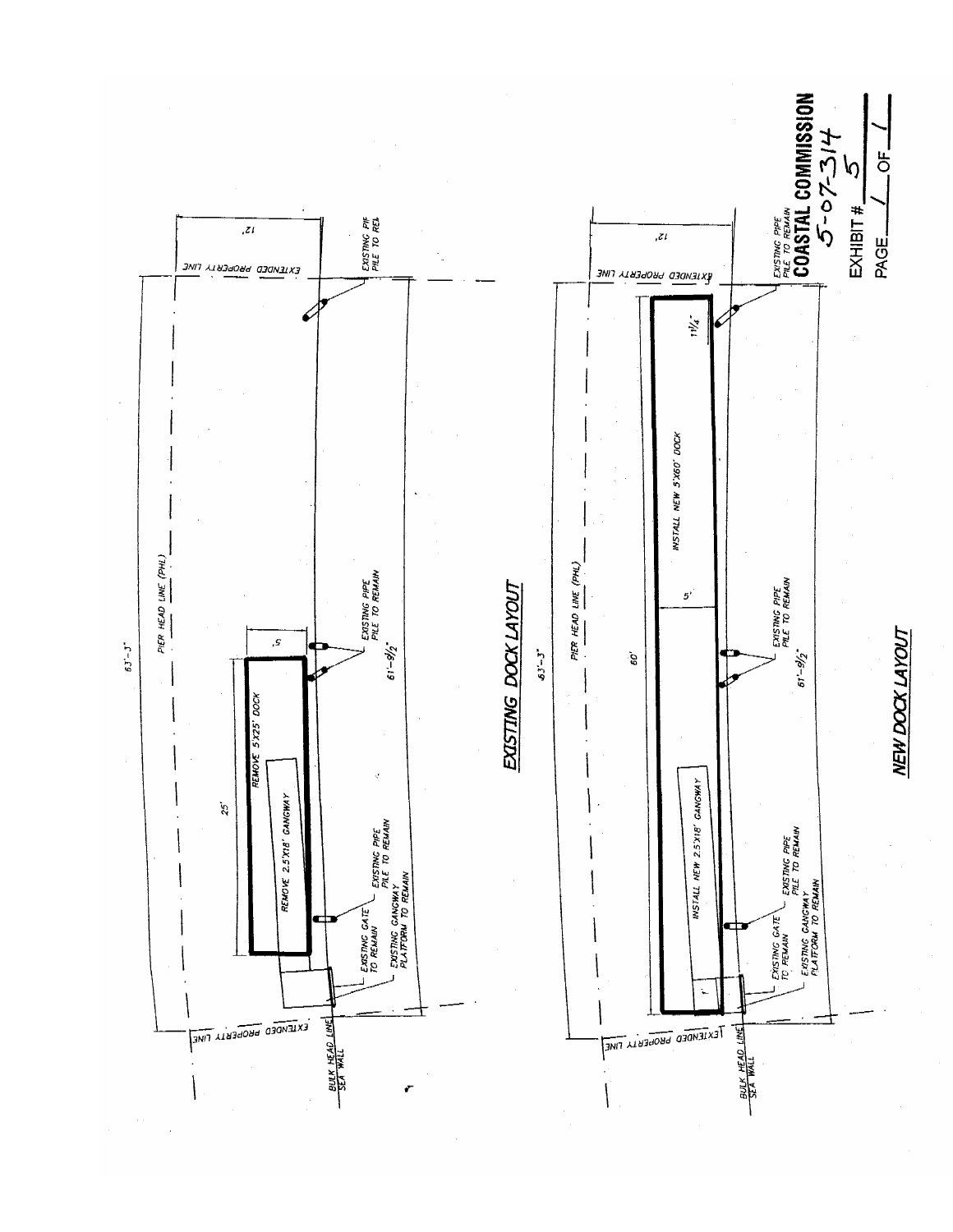## EXISTING DOCK LAYOUT

63'-3"

PIER HEAD LINE (PHL)

EXTENDED PROPERTY LINE

12'

EXISTING PIPE PILE TO REMAIN

5'

REMOVE 5'X25' DOCK

25'

REMOVE 2.5'X18' GANGWAY

EXISTING PIPE PILE TO REMAIN

61'-9½"

EXISTING GATE TO REMAIN

EXISTING PIPE PILE TO REMAIN

EXISTING GANGWAY PLATFORM TO REMAIN

EXTENDED PROPERTY LINE

BULK HEAD LINE SEA WALL

## NEW DOCK LAYOUT

63'-3"

PIER HEAD LINE (PHL)

EXTENDED PROPERTY LINE

12'

EXISTING PIPE PILE TO REMAIN

11¼"

INSTALL NEW 5'X60' DOCK

5'

60'

EXISTING PIPE PILE TO REMAIN

61'-9½"

INSTALL NEW 2.5'X18' GANGWAY

EXISTING GATE TO REMAIN

EXISTING PIPE PILE TO REMAIN

EXISTING GANGWAY PLATFORM TO REMAIN

EXTENDED PROPERTY LINE

BULK HEAD LINE SEA WALL

**COASTAL COMMISSION**
5-07-314

EXHIBIT # 5

PAGE 1 OF 1